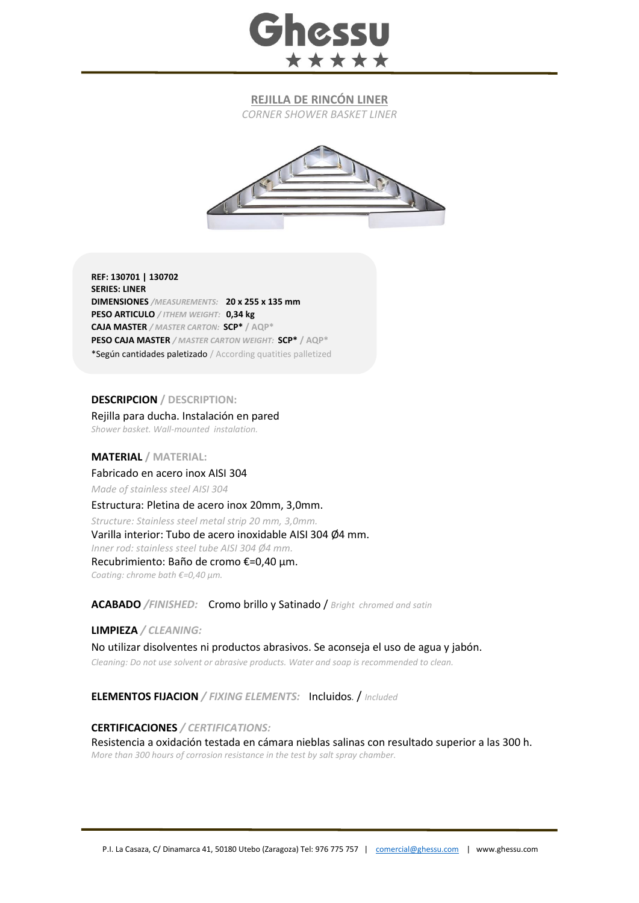# Ghessu

★★★★★

## REJILLA DE RINCÓN LINER

*CORNER SHOWER BASKET LINER*

**REF: 130701 | 130702**
**SERIES: LINER**
**DIMENSIONES** */MEASUREMENTS:* **20 x 255 x 135 mm**
**PESO ARTICULO** */ ITHEM WEIGHT:* **0,34 kg**
**CAJA MASTER** */ MASTER CARTON:* **SCP*** / AQP*
**PESO CAJA MASTER** */ MASTER CARTON WEIGHT:* **SCP*** / AQP*
*Según cantidades paletizado / According quatities palletized

**DESCRIPCION** / **DESCRIPTION:**

Rejilla para ducha. Instalación en pared

*Shower basket. Wall-mounted instalation.*

**MATERIAL** / **MATERIAL:**

Fabricado en acero inox AISI 304

*Made of stainless steel AISI 304*

Estructura: Pletina de acero inox 20mm, 3,0mm.

*Structure: Stainless steel metal strip 20 mm, 3,0mm.*

Varilla interior: Tubo de acero inoxidable AISI 304 Ø4 mm.

*Inner rod: stainless steel tube AISI 304 Ø4 mm.*

Recubrimiento: Baño de cromo €=0,40 µm.

*Coating: chrome bath €=0,40 µm.*

**ACABADO** */FINISHED:* Cromo brillo y Satinado / *Bright chromed and satin*

**LIMPIEZA** */ CLEANING:*

No utilizar disolventes ni productos abrasivos. Se aconseja el uso de agua y jabón.

*Cleaning: Do not use solvent or abrasive products. Water and soap is recommended to clean.*

**ELEMENTOS FIJACION** */ FIXING ELEMENTS:* Incluidos. / *Included*

**CERTIFICACIONES** */ CERTIFICATIONS:*

Resistencia a oxidación testada en cámara nieblas salinas con resultado superior a las 300 h.

*More than 300 hours of corrosion resistance in the test by salt spray chamber.*

P.I. La Casaza, C/ Dinamarca 41, 50180 Utebo (Zaragoza) Tel: 976 775 757 | comercial@ghessu.com | www.ghessu.com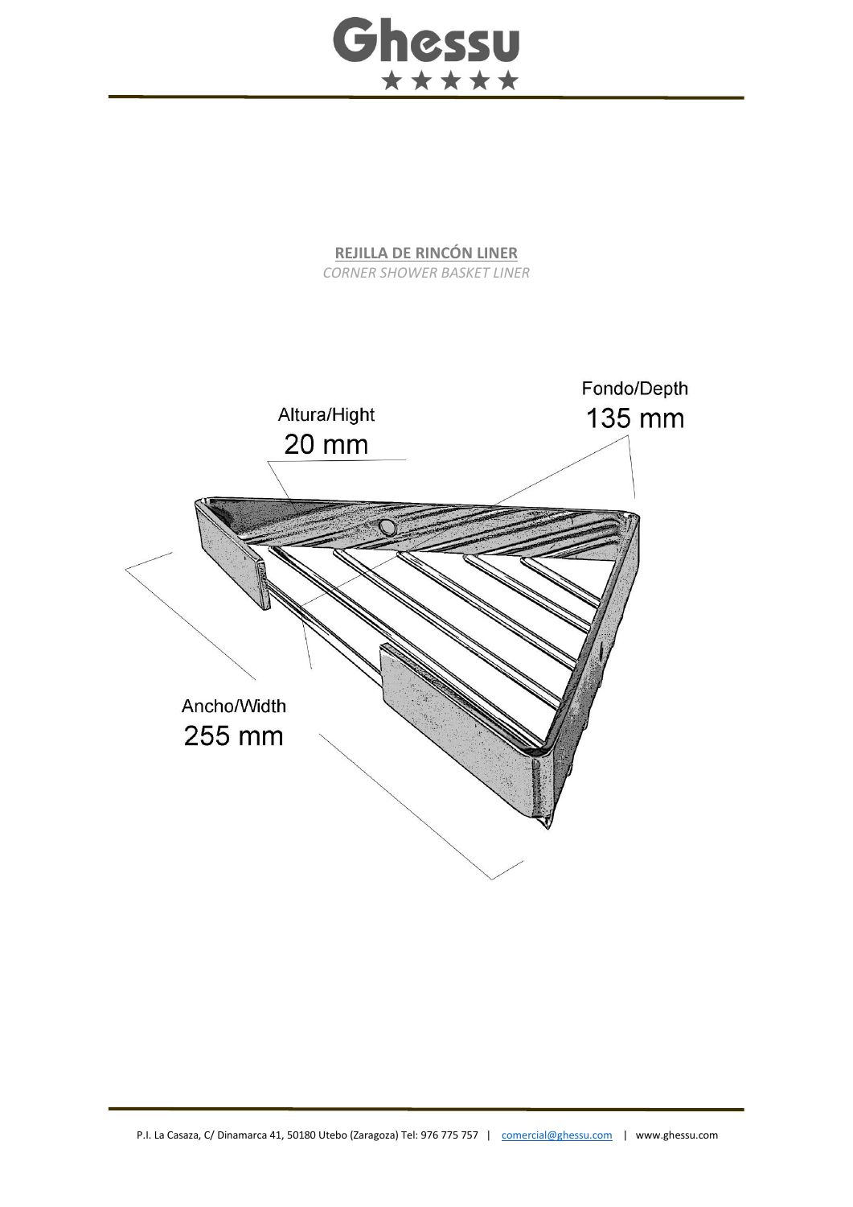**REJILLA DE RINCÓN LINER**

*CORNER SHOWER BASKET LINER*

Fondo/Depth
135 mm

Altura/Hight
20 mm

Ancho/Width
255 mm